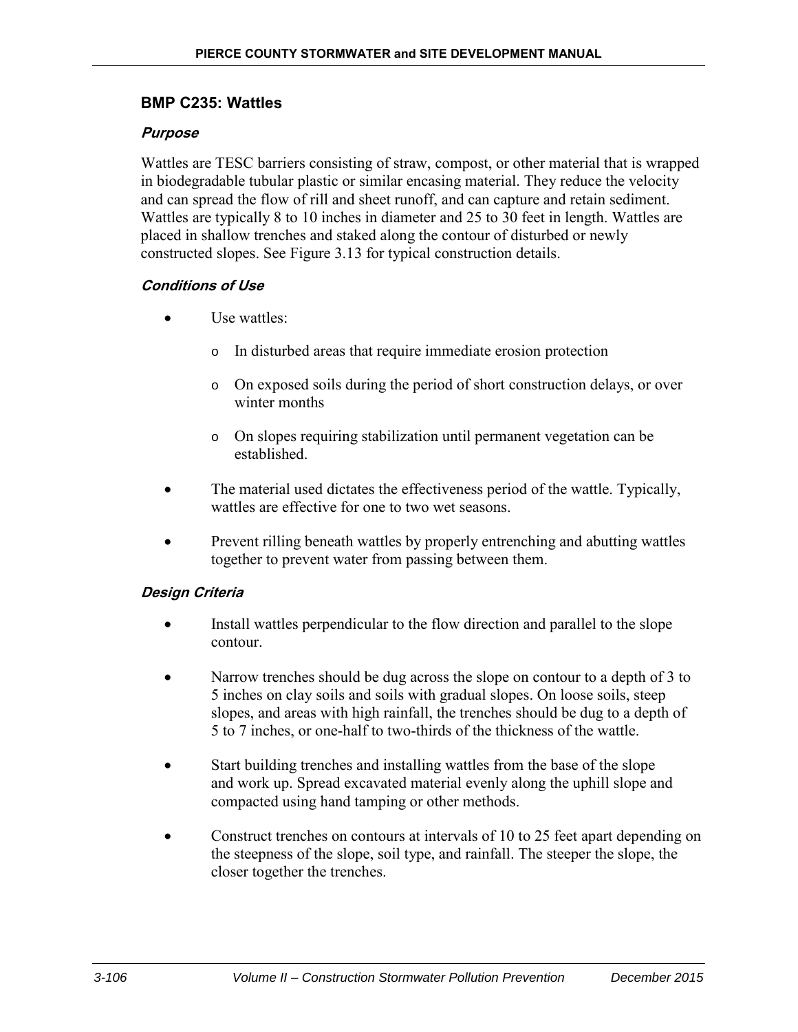## BMP C235: Wattles

### *Purpose*

Wattles are TESC barriers consisting of straw, compost, or other material that is wrapped in biodegradable tubular plastic or similar encasing material. They reduce the velocity and can spread the flow of rill and sheet runoff, and can capture and retain sediment. Wattles are typically 8 to 10 inches in diameter and 25 to 30 feet in length. Wattles are placed in shallow trenches and staked along the contour of disturbed or newly constructed slopes. See Figure 3.13 for typical construction details.

### *Conditions of Use*

- Use wattles:
  - In disturbed areas that require immediate erosion protection
  - On exposed soils during the period of short construction delays, or over winter months
  - On slopes requiring stabilization until permanent vegetation can be established.
- The material used dictates the effectiveness period of the wattle. Typically, wattles are effective for one to two wet seasons.
- Prevent rilling beneath wattles by properly entrenching and abutting wattles together to prevent water from passing between them.

### *Design Criteria*

- Install wattles perpendicular to the flow direction and parallel to the slope contour.
- Narrow trenches should be dug across the slope on contour to a depth of 3 to 5 inches on clay soils and soils with gradual slopes. On loose soils, steep slopes, and areas with high rainfall, the trenches should be dug to a depth of 5 to 7 inches, or one-half to two-thirds of the thickness of the wattle.
- Start building trenches and installing wattles from the base of the slope and work up. Spread excavated material evenly along the uphill slope and compacted using hand tamping or other methods.
- Construct trenches on contours at intervals of 10 to 25 feet apart depending on the steepness of the slope, soil type, and rainfall. The steeper the slope, the closer together the trenches.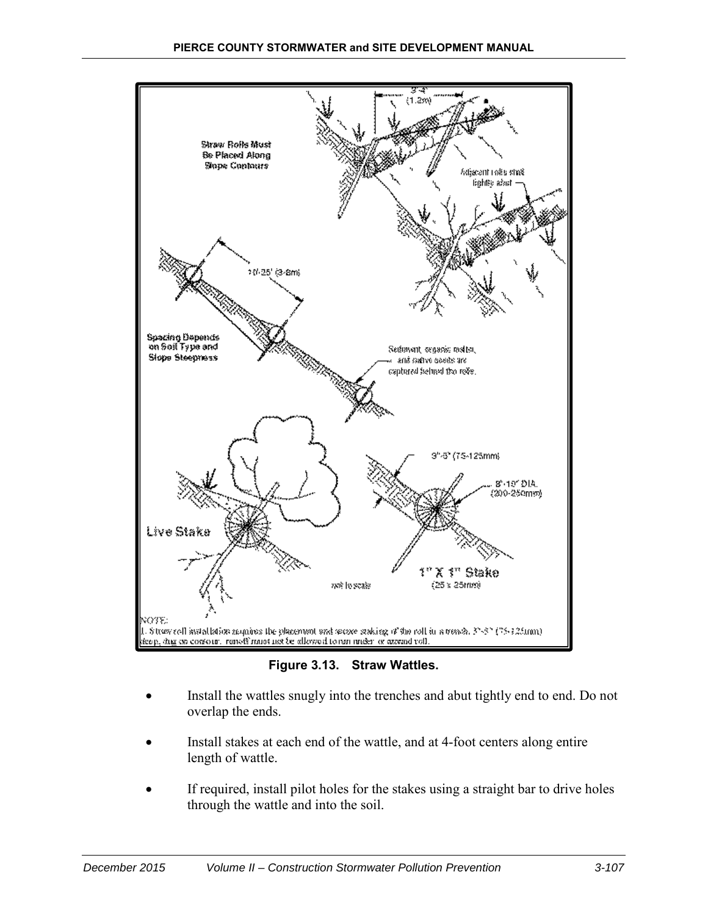Straw Rolls Must Be Placed Along Slope Contours

3'-4' (1.2m)

Adjacent rolls shall tightly abut

10'-25' (3-8m)

Spacing Depends on Soil Type and Slope Steepness

Sediment, organic matter, and native seeds are captured behind the rolls.

3"-5" (75-125mm)

8"-10" DIA. (200-250mm)

Live Stake

1" X 1" Stake (25 x 25mm)

not to scale

NOTE:
1. Straw roll installation requires the placement and secure staking of the roll in a trench, 3"-5" (75-125mm) deep, dug on contour; runoff must not be allowed to run under or around roll.

**Figure 3.13. Straw Wattles.**

- Install the wattles snugly into the trenches and abut tightly end to end. Do not overlap the ends.
- Install stakes at each end of the wattle, and at 4-foot centers along entire length of wattle.
- If required, install pilot holes for the stakes using a straight bar to drive holes through the wattle and into the soil.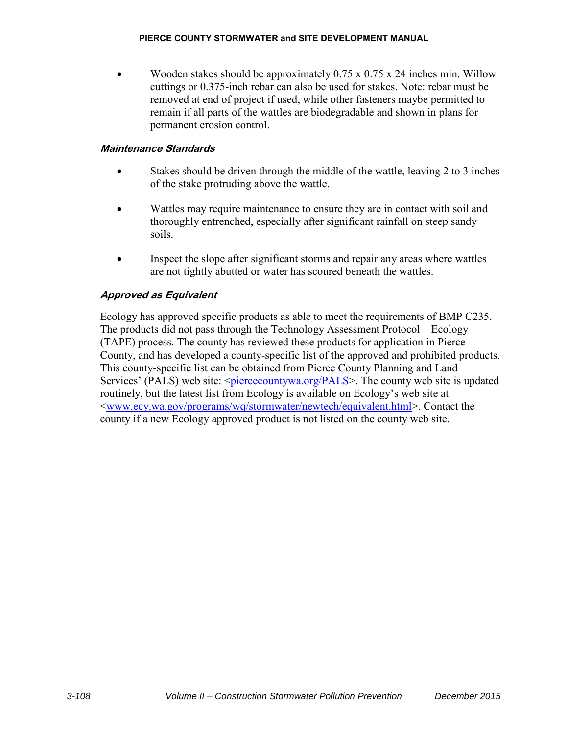- Wooden stakes should be approximately 0.75 x 0.75 x 24 inches min. Willow cuttings or 0.375-inch rebar can also be used for stakes. Note: rebar must be removed at end of project if used, while other fasteners maybe permitted to remain if all parts of the wattles are biodegradable and shown in plans for permanent erosion control.

#### *Maintenance Standards*

- Stakes should be driven through the middle of the wattle, leaving 2 to 3 inches of the stake protruding above the wattle.
- Wattles may require maintenance to ensure they are in contact with soil and thoroughly entrenched, especially after significant rainfall on steep sandy soils.
- Inspect the slope after significant storms and repair any areas where wattles are not tightly abutted or water has scoured beneath the wattles.

#### *Approved as Equivalent*

Ecology has approved specific products as able to meet the requirements of BMP C235. The products did not pass through the Technology Assessment Protocol – Ecology (TAPE) process. The county has reviewed these products for application in Pierce County, and has developed a county-specific list of the approved and prohibited products. This county-specific list can be obtained from Pierce County Planning and Land Services' (PALS) web site: <piercecountywa.org/PALS>. The county web site is updated routinely, but the latest list from Ecology is available on Ecology's web site at <www.ecy.wa.gov/programs/wq/stormwater/newtech/equivalent.html>. Contact the county if a new Ecology approved product is not listed on the county web site.